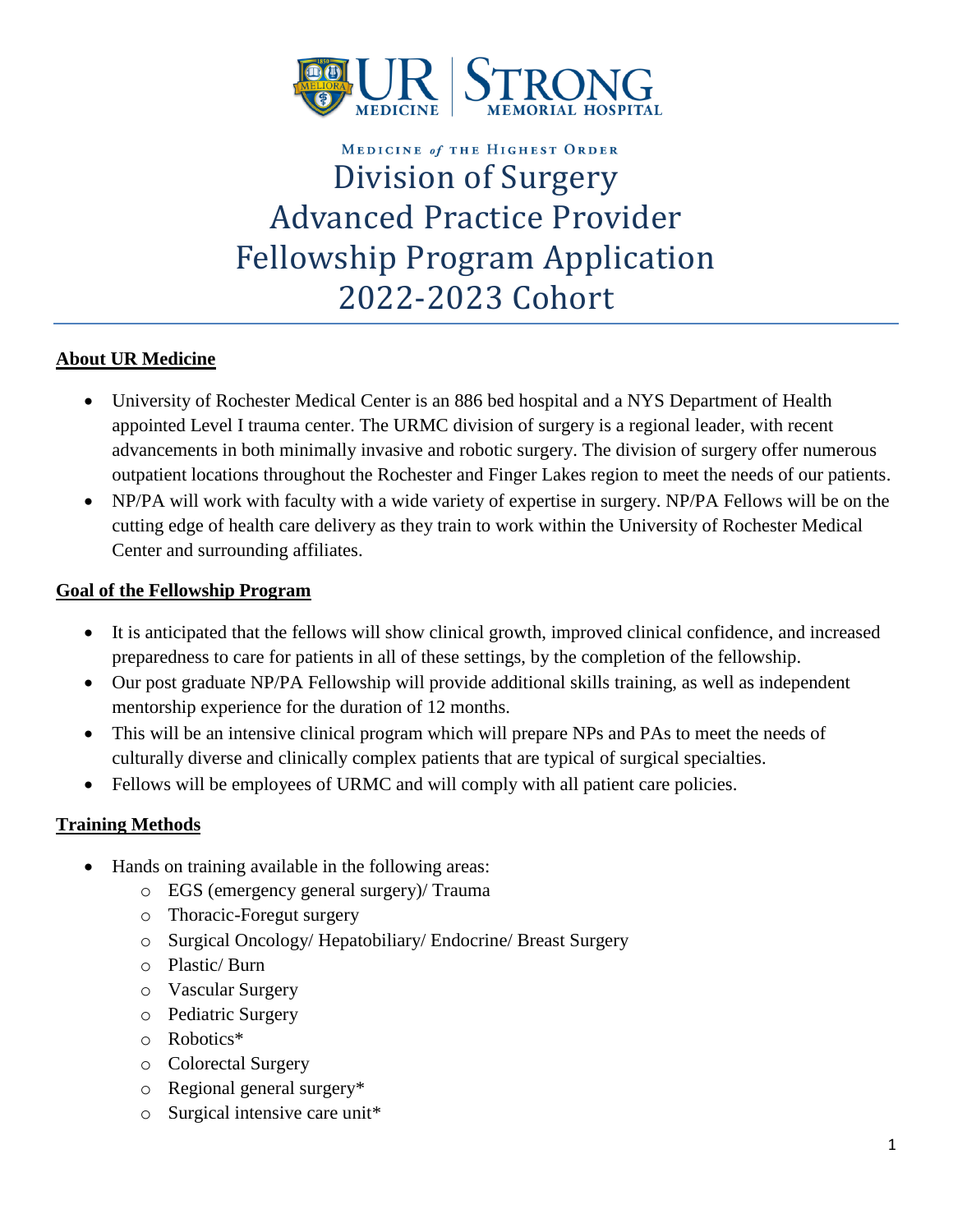UR MEDICINE | STRONG MEMORIAL HOSPITAL

MEDICINE *of* THE HIGHEST ORDER

# Division of Surgery Advanced Practice Provider Fellowship Program Application 2022-2023 Cohort

## About UR Medicine

- University of Rochester Medical Center is an 886 bed hospital and a NYS Department of Health appointed Level I trauma center. The URMC division of surgery is a regional leader, with recent advancements in both minimally invasive and robotic surgery. The division of surgery offer numerous outpatient locations throughout the Rochester and Finger Lakes region to meet the needs of our patients.
- NP/PA will work with faculty with a wide variety of expertise in surgery. NP/PA Fellows will be on the cutting edge of health care delivery as they train to work within the University of Rochester Medical Center and surrounding affiliates.

## Goal of the Fellowship Program

- It is anticipated that the fellows will show clinical growth, improved clinical confidence, and increased preparedness to care for patients in all of these settings, by the completion of the fellowship.
- Our post graduate NP/PA Fellowship will provide additional skills training, as well as independent mentorship experience for the duration of 12 months.
- This will be an intensive clinical program which will prepare NPs and PAs to meet the needs of culturally diverse and clinically complex patients that are typical of surgical specialties.
- Fellows will be employees of URMC and will comply with all patient care policies.

## Training Methods

- Hands on training available in the following areas:
  - EGS (emergency general surgery)/ Trauma
  - Thoracic-Foregut surgery
  - Surgical Oncology/ Hepatobiliary/ Endocrine/ Breast Surgery
  - Plastic/ Burn
  - Vascular Surgery
  - Pediatric Surgery
  - Robotics*
  - Colorectal Surgery
  - Regional general surgery*
  - Surgical intensive care unit*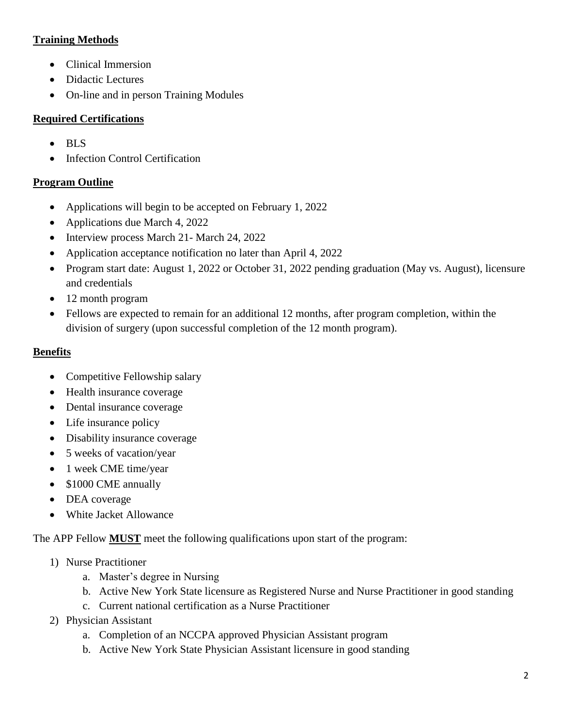**Training Methods**

- Clinical Immersion
- Didactic Lectures
- On-line and in person Training Modules

**Required Certifications**

- BLS
- Infection Control Certification

**Program Outline**

- Applications will begin to be accepted on February 1, 2022
- Applications due March 4, 2022
- Interview process March 21- March 24, 2022
- Application acceptance notification no later than April 4, 2022
- Program start date: August 1, 2022 or October 31, 2022 pending graduation (May vs. August), licensure and credentials
- 12 month program
- Fellows are expected to remain for an additional 12 months, after program completion, within the division of surgery (upon successful completion of the 12 month program).

**Benefits**

- Competitive Fellowship salary
- Health insurance coverage
- Dental insurance coverage
- Life insurance policy
- Disability insurance coverage
- 5 weeks of vacation/year
- 1 week CME time/year
- $1000 CME annually
- DEA coverage
- White Jacket Allowance

The APP Fellow **MUST** meet the following qualifications upon start of the program:

1) Nurse Practitioner
    a. Master's degree in Nursing
    b. Active New York State licensure as Registered Nurse and Nurse Practitioner in good standing
    c. Current national certification as a Nurse Practitioner
2) Physician Assistant
    a. Completion of an NCCPA approved Physician Assistant program
    b. Active New York State Physician Assistant licensure in good standing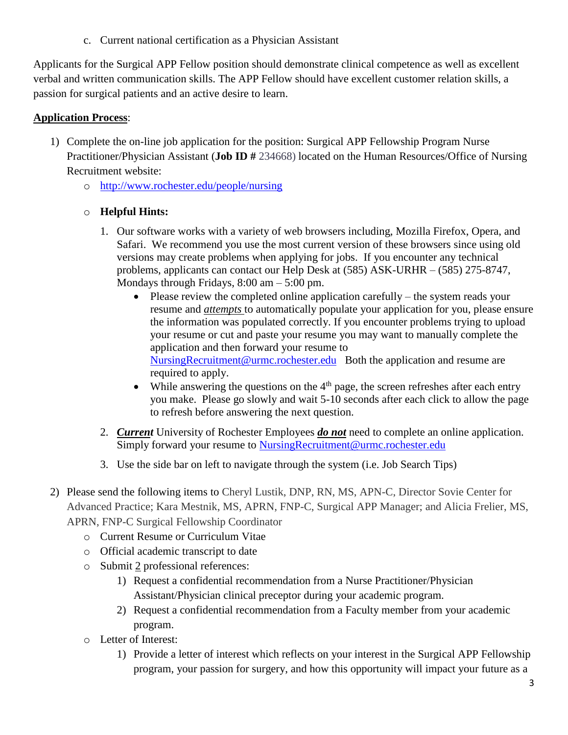c. Current national certification as a Physician Assistant

Applicants for the Surgical APP Fellow position should demonstrate clinical competence as well as excellent verbal and written communication skills. The APP Fellow should have excellent customer relation skills, a passion for surgical patients and an active desire to learn.

**Application Process**:

1) Complete the on-line job application for the position: Surgical APP Fellowship Program Nurse Practitioner/Physician Assistant (**Job ID #** 234668) located on the Human Resources/Office of Nursing Recruitment website:
   - http://www.rochester.edu/people/nursing
   - **Helpful Hints:**
     1. Our software works with a variety of web browsers including, Mozilla Firefox, Opera, and Safari. We recommend you use the most current version of these browsers since using old versions may create problems when applying for jobs. If you encounter any technical problems, applicants can contact our Help Desk at (585) ASK-URHR – (585) 275-8747, Mondays through Fridays, 8:00 am – 5:00 pm.
        - Please review the completed online application carefully – the system reads your resume and ***attempts*** to automatically populate your application for you, please ensure the information was populated correctly. If you encounter problems trying to upload your resume or cut and paste your resume you may want to manually complete the application and then forward your resume to NursingRecruitment@urmc.rochester.edu Both the application and resume are required to apply.
        - While answering the questions on the 4th page, the screen refreshes after each entry you make. Please go slowly and wait 5-10 seconds after each click to allow the page to refresh before answering the next question.
     2. ***Current*** University of Rochester Employees ***do not*** need to complete an online application. Simply forward your resume to NursingRecruitment@urmc.rochester.edu
     3. Use the side bar on left to navigate through the system (i.e. Job Search Tips)

2) Please send the following items to Cheryl Lustik, DNP, RN, MS, APN-C, Director Sovie Center for Advanced Practice; Kara Mestnik, MS, APRN, FNP-C, Surgical APP Manager; and Alicia Frelier, MS, APRN, FNP-C Surgical Fellowship Coordinator
   - Current Resume or Curriculum Vitae
   - Official academic transcript to date
   - Submit 2 professional references:
     1) Request a confidential recommendation from a Nurse Practitioner/Physician Assistant/Physician clinical preceptor during your academic program.
     2) Request a confidential recommendation from a Faculty member from your academic program.
   - Letter of Interest:
     1) Provide a letter of interest which reflects on your interest in the Surgical APP Fellowship program, your passion for surgery, and how this opportunity will impact your future as a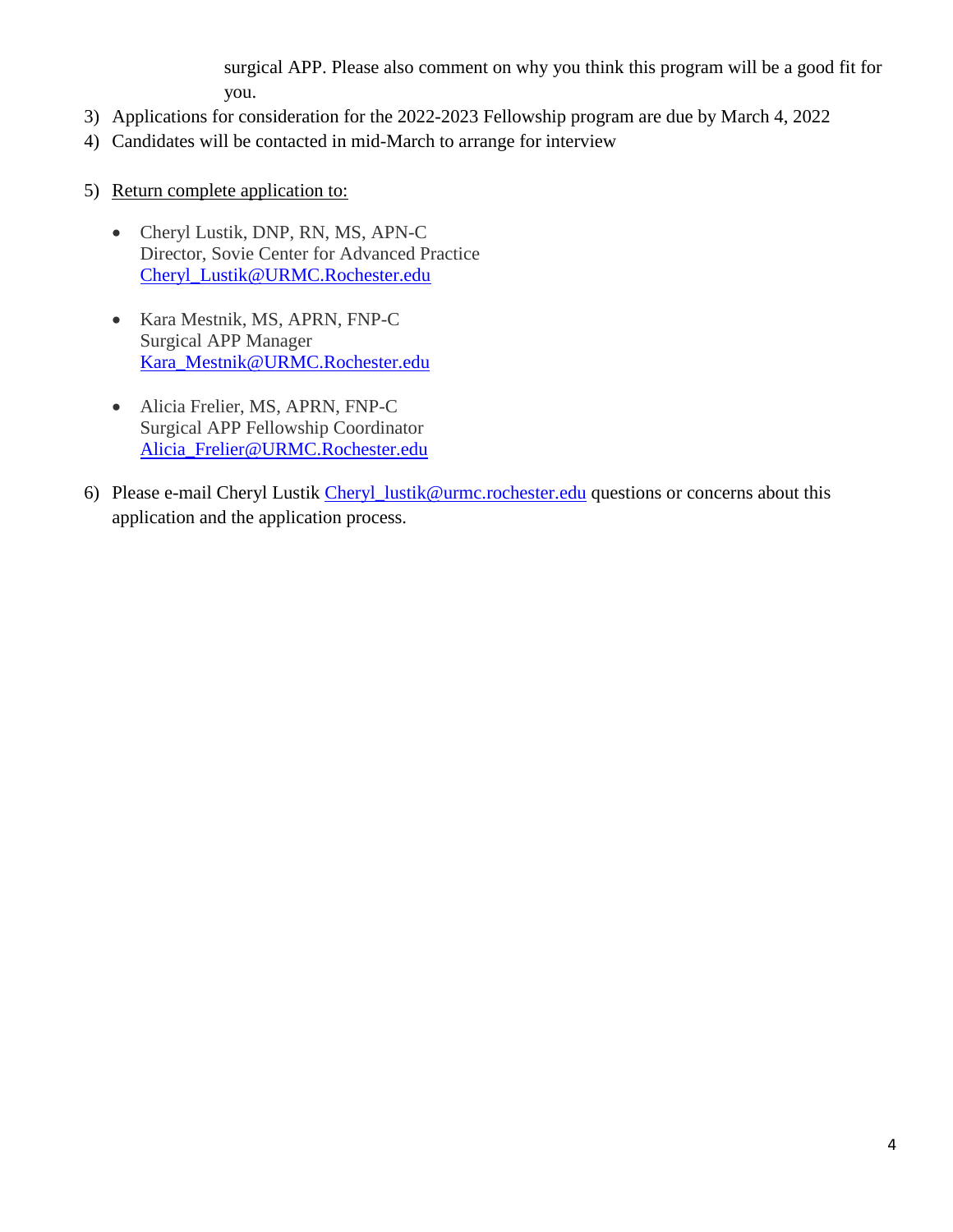surgical APP. Please also comment on why you think this program will be a good fit for you.

3) Applications for consideration for the 2022-2023 Fellowship program are due by March 4, 2022
4) Candidates will be contacted in mid-March to arrange for interview
5) Return complete application to:

    - Cheryl Lustik, DNP, RN, MS, APN-C
      Director, Sovie Center for Advanced Practice
      Cheryl_Lustik@URMC.Rochester.edu

    - Kara Mestnik, MS, APRN, FNP-C
      Surgical APP Manager
      Kara_Mestnik@URMC.Rochester.edu

    - Alicia Frelier, MS, APRN, FNP-C
      Surgical APP Fellowship Coordinator
      Alicia_Frelier@URMC.Rochester.edu

6) Please e-mail Cheryl Lustik Cheryl_lustik@urmc.rochester.edu questions or concerns about this application and the application process.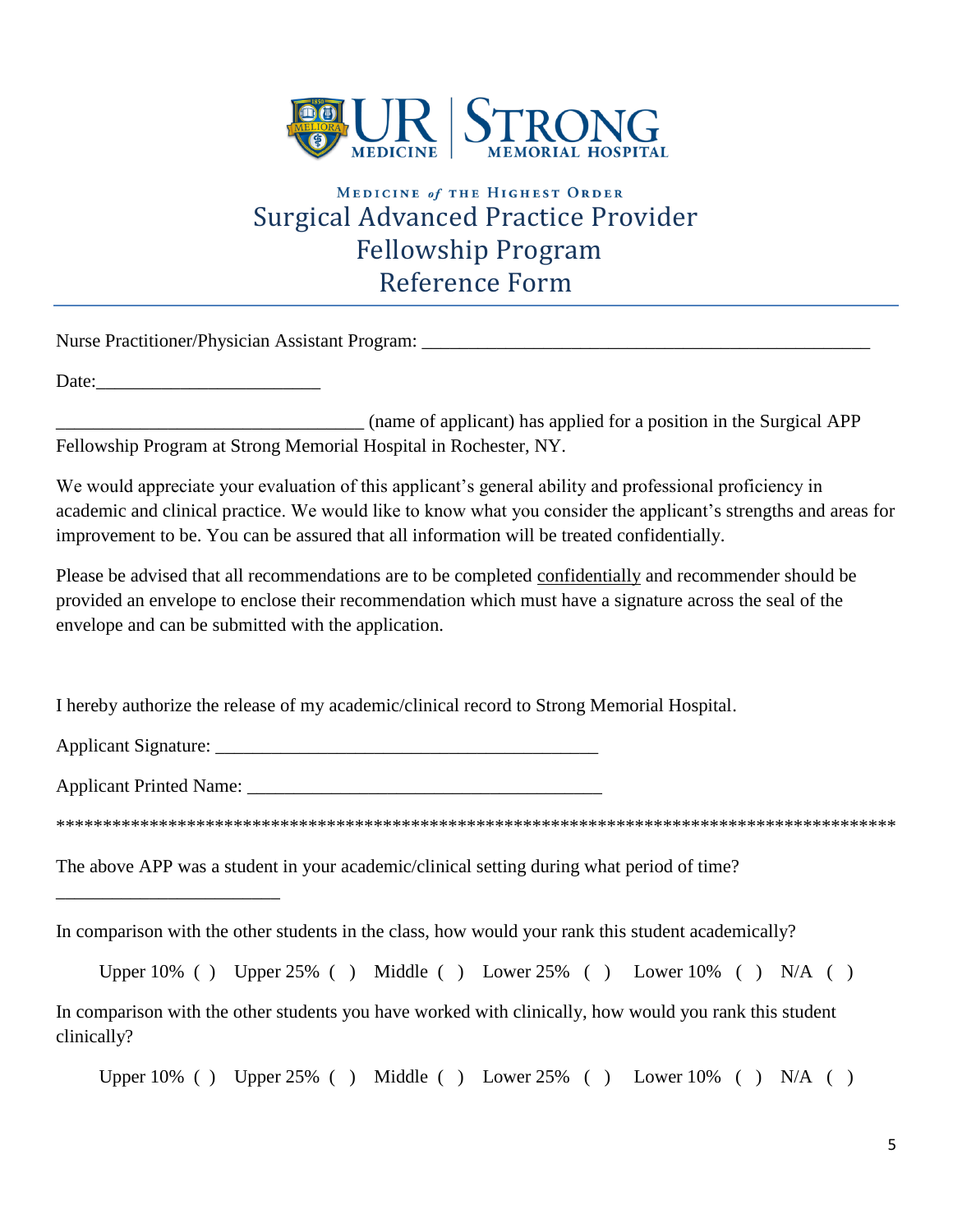MEDICINE *of* THE HIGHEST ORDER

# Surgical Advanced Practice Provider Fellowship Program Reference Form

Nurse Practitioner/Physician Assistant Program: _________________________________________________

Date:________________________

________________________________ (name of applicant) has applied for a position in the Surgical APP Fellowship Program at Strong Memorial Hospital in Rochester, NY.

We would appreciate your evaluation of this applicant's general ability and professional proficiency in academic and clinical practice. We would like to know what you consider the applicant's strengths and areas for improvement to be. You can be assured that all information will be treated confidentially.

Please be advised that all recommendations are to be completed confidentially and recommender should be provided an envelope to enclose their recommendation which must have a signature across the seal of the envelope and can be submitted with the application.

I hereby authorize the release of my academic/clinical record to Strong Memorial Hospital.

Applicant Signature: _________________________________________

Applicant Printed Name: ______________________________________

*******************************************************************************************

The above APP was a student in your academic/clinical setting during what period of time?

________________________

In comparison with the other students in the class, how would your rank this student academically?

Upper 10% ( ) Upper 25% ( ) Middle ( ) Lower 25% ( ) Lower 10% ( ) N/A ( )

In comparison with the other students you have worked with clinically, how would you rank this student clinically?

Upper 10% ( ) Upper 25% ( ) Middle ( ) Lower 25% ( ) Lower 10% ( ) N/A ( )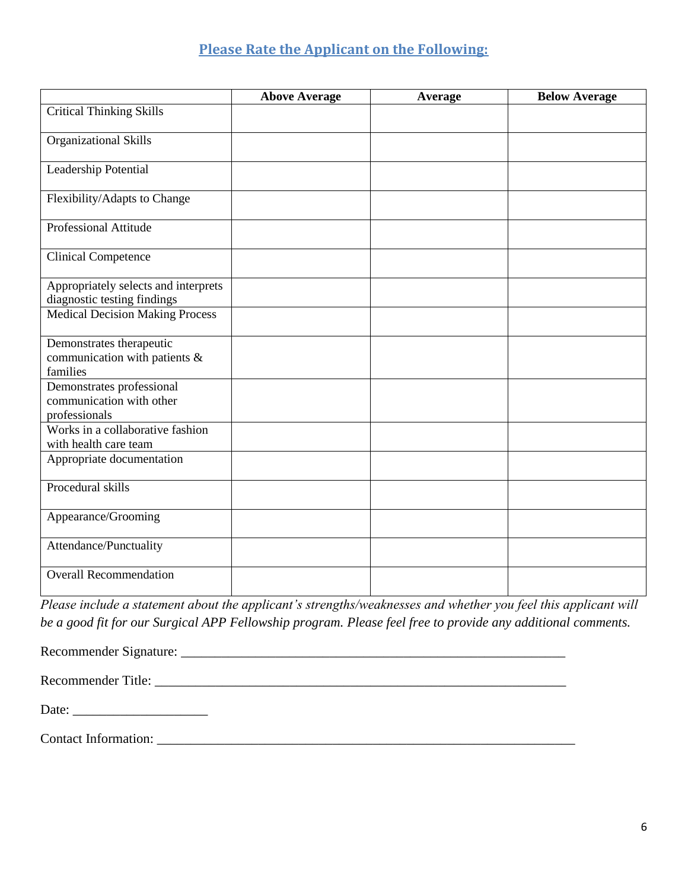## Please Rate the Applicant on the Following:

| | Above Average | Average | Below Average |
|---|---|---|---|
| Critical Thinking Skills | | | |
| Organizational Skills | | | |
| Leadership Potential | | | |
| Flexibility/Adapts to Change | | | |
| Professional Attitude | | | |
| Clinical Competence | | | |
| Appropriately selects and interprets diagnostic testing findings | | | |
| Medical Decision Making Process | | | |
| Demonstrates therapeutic communication with patients & families | | | |
| Demonstrates professional communication with other professionals | | | |
| Works in a collaborative fashion with health care team | | | |
| Appropriate documentation | | | |
| Procedural skills | | | |
| Appearance/Grooming | | | |
| Attendance/Punctuality | | | |
| Overall Recommendation | | | |

*Please include a statement about the applicant's strengths/weaknesses and whether you feel this applicant will be a good fit for our Surgical APP Fellowship program. Please feel free to provide any additional comments.*

Recommender Signature: ___________________________________________________________

Recommender Title: ______________________________________________________________

Date: ____________________

Contact Information: _______________________________________________________________